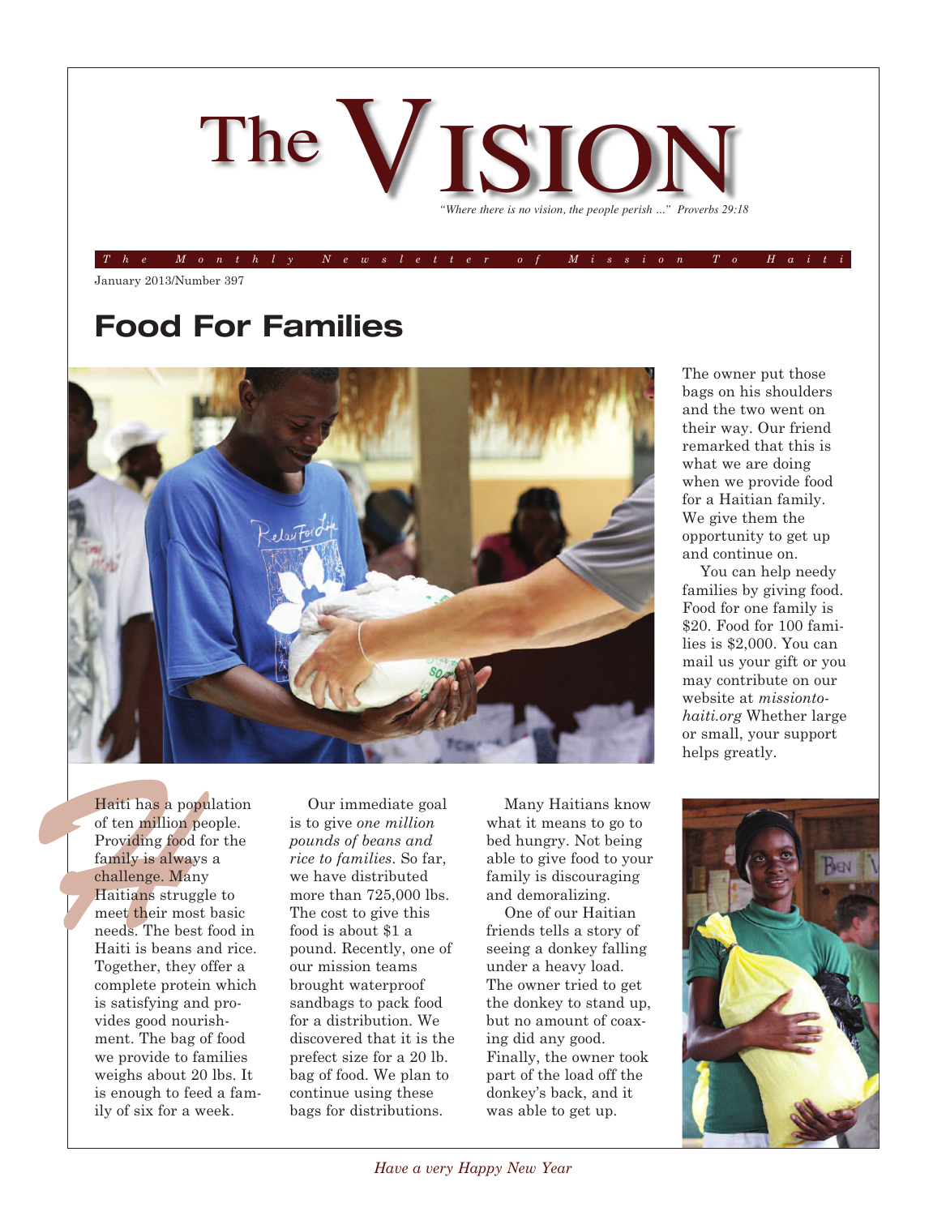# The VISION

*"Where there is no vision, the people perish ..." Proverbs 29:18*

*The Monthly Newsletter of Mission To Haiti*

January 2013/Number 397

## Food For Families

Haiti has a population of ten million people. Providing food for the family is always a challenge. Many Haitians struggle to meet their most basic needs. The best food in Haiti is beans and rice. Together, they offer a complete protein which is satisfying and provides good nourishment. The bag of food we provide to families weighs about 20 lbs. It is enough to feed a family of six for a week.

Our immediate goal is to give *one million pounds of beans and rice to families*. So far, we have distributed more than 725,000 lbs. The cost to give this food is about $1 a pound. Recently, one of our mission teams brought waterproof sandbags to pack food for a distribution. We discovered that it is the prefect size for a 20 lb. bag of food. We plan to continue using these bags for distributions.

Many Haitians know what it means to go to bed hungry. Not being able to give food to your family is discouraging and demoralizing.

One of our Haitian friends tells a story of seeing a donkey falling under a heavy load. The owner tried to get the donkey to stand up, but no amount of coaxing did any good. Finally, the owner took part of the load off the donkey's back, and it was able to get up. The owner put those bags on his shoulders and the two went on their way. Our friend remarked that this is what we are doing when we provide food for a Haitian family. We give them the opportunity to get up and continue on.

You can help needy families by giving food. Food for one family is $20. Food for 100 families is $2,000. You can mail us your gift or you may contribute on our website at *missiontohaiti.org* Whether large or small, your support helps greatly.

*Have a very Happy New Year*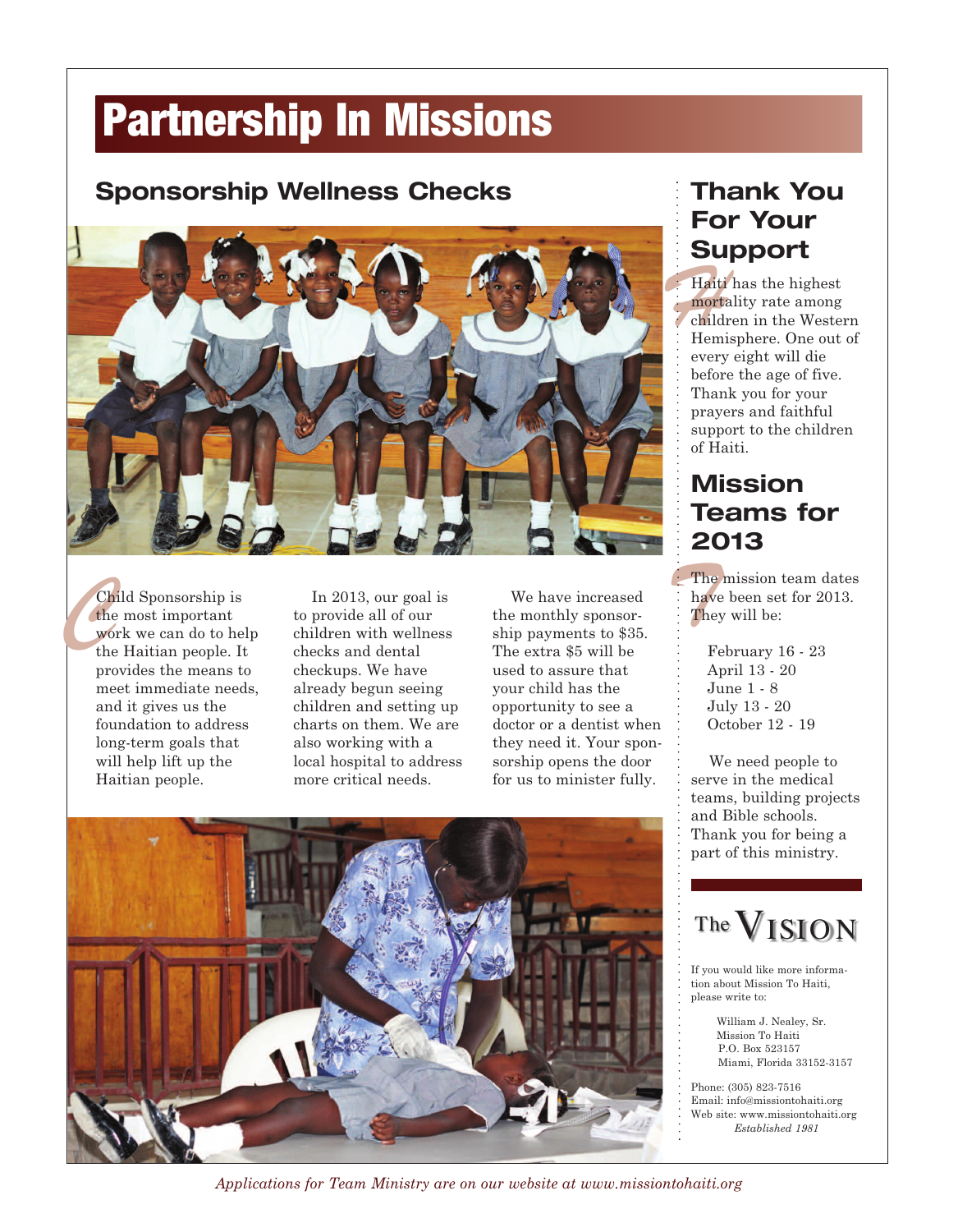// Partnership In Missions

## Sponsorship Wellness Checks

Child Sponsorship is the most important work we can do to help the Haitian people. It provides the means to meet immediate needs, and it gives us the foundation to address long-term goals that will help lift up the Haitian people.

In 2013, our goal is to provide all of our children with wellness checks and dental checkups. We have already begun seeing children and setting up charts on them. We are also working with a local hospital to address more critical needs.

We have increased the monthly sponsorship payments to $35. The extra $5 will be used to assure that your child has the opportunity to see a doctor or a dentist when they need it. Your sponsorship opens the door for us to minister fully.

## Thank You For Your Support

Haiti has the highest mortality rate among children in the Western Hemisphere. One out of every eight will die before the age of five. Thank you for your prayers and faithful support to the children of Haiti.

## Mission Teams for 2013

The mission team dates have been set for 2013. They will be:

February 16 - 23
April 13 - 20
June 1 - 8
July 13 - 20
October 12 - 19

We need people to serve in the medical teams, building projects and Bible schools. Thank you for being a part of this ministry.

## The VISION

If you would like more information about Mission To Haiti, please write to:

William J. Nealey, Sr.
Mission To Haiti
P.O. Box 523157
Miami, Florida 33152-3157

Phone: (305) 823-7516
Email: info@missiontohaiti.org
Web site: www.missiontohaiti.org
*Established 1981*

*Applications for Team Ministry are on our website at www.missiontohaiti.org*